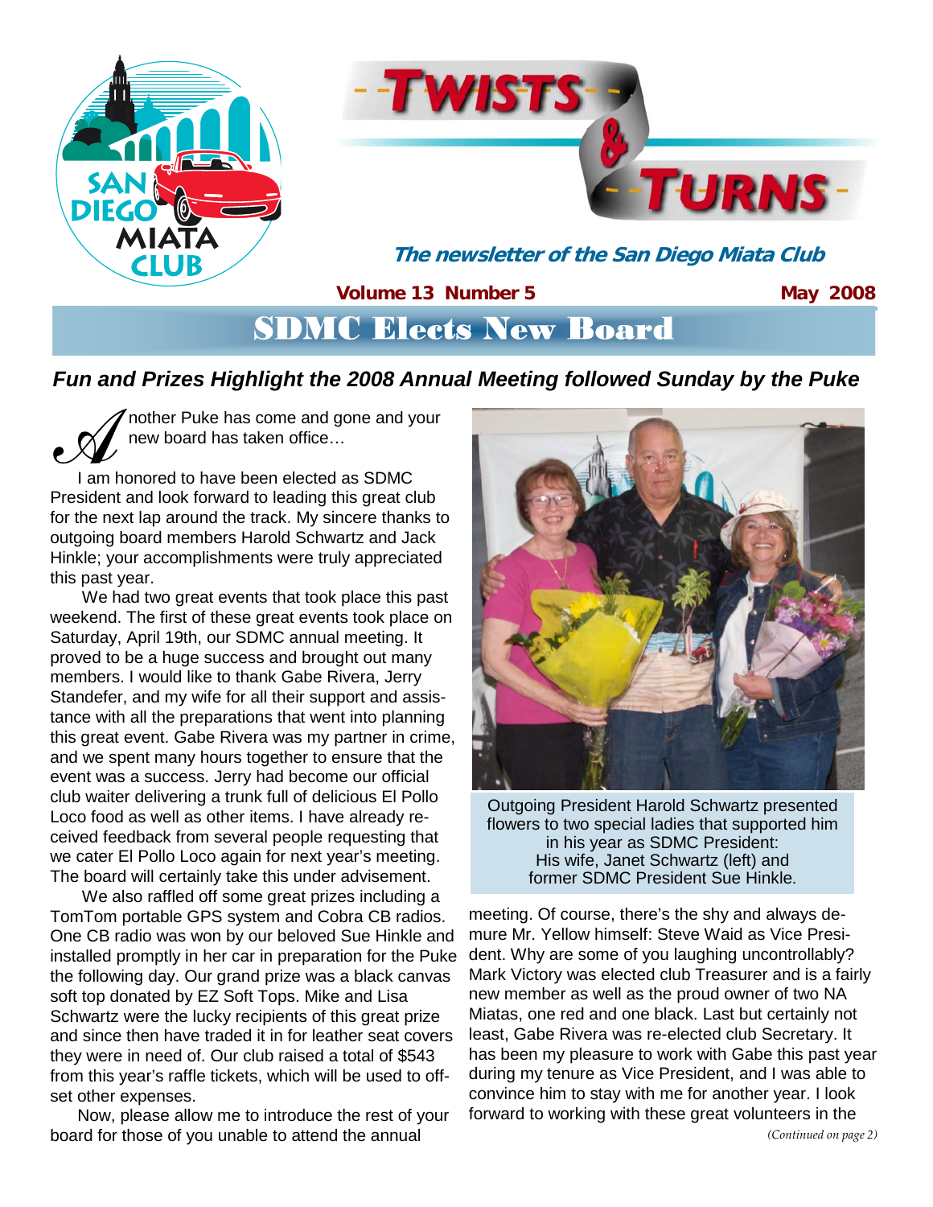# Twists & Turns

**The newsletter of the San Diego Miata Club**

**Volume 13 Number 5** **May 2008**

## SDMC Elects New Board

### *Fun and Prizes Highlight the 2008 Annual Meeting followed Sunday by the Puke*

Another Puke has come and gone and your new board has taken office…

I am honored to have been elected as SDMC President and look forward to leading this great club for the next lap around the track. My sincere thanks to outgoing board members Harold Schwartz and Jack Hinkle; your accomplishments were truly appreciated this past year.

We had two great events that took place this past weekend. The first of these great events took place on Saturday, April 19th, our SDMC annual meeting. It proved to be a huge success and brought out many members. I would like to thank Gabe Rivera, Jerry Standefer, and my wife for all their support and assistance with all the preparations that went into planning this great event. Gabe Rivera was my partner in crime, and we spent many hours together to ensure that the event was a success. Jerry had become our official club waiter delivering a trunk full of delicious El Pollo Loco food as well as other items. I have already received feedback from several people requesting that we cater El Pollo Loco again for next year's meeting. The board will certainly take this under advisement.

We also raffled off some great prizes including a TomTom portable GPS system and Cobra CB radios. One CB radio was won by our beloved Sue Hinkle and installed promptly in her car in preparation for the Puke the following day. Our grand prize was a black canvas soft top donated by EZ Soft Tops. Mike and Lisa Schwartz were the lucky recipients of this great prize and since then have traded it in for leather seat covers they were in need of. Our club raised a total of $543 from this year's raffle tickets, which will be used to offset other expenses.

Now, please allow me to introduce the rest of your board for those of you unable to attend the annual meeting. Of course, there's the shy and always demure Mr. Yellow himself: Steve Waid as Vice President. Why are some of you laughing uncontrollably? Mark Victory was elected club Treasurer and is a fairly new member as well as the proud owner of two NA Miatas, one red and one black. Last but certainly not least, Gabe Rivera was re-elected club Secretary. It has been my pleasure to work with Gabe this past year during my tenure as Vice President, and I was able to convince him to stay with me for another year. I look forward to working with these great volunteers in the

Outgoing President Harold Schwartz presented flowers to two special ladies that supported him in his year as SDMC President: His wife, Janet Schwartz (left) and former SDMC President Sue Hinkle.

*(Continued on page 2)*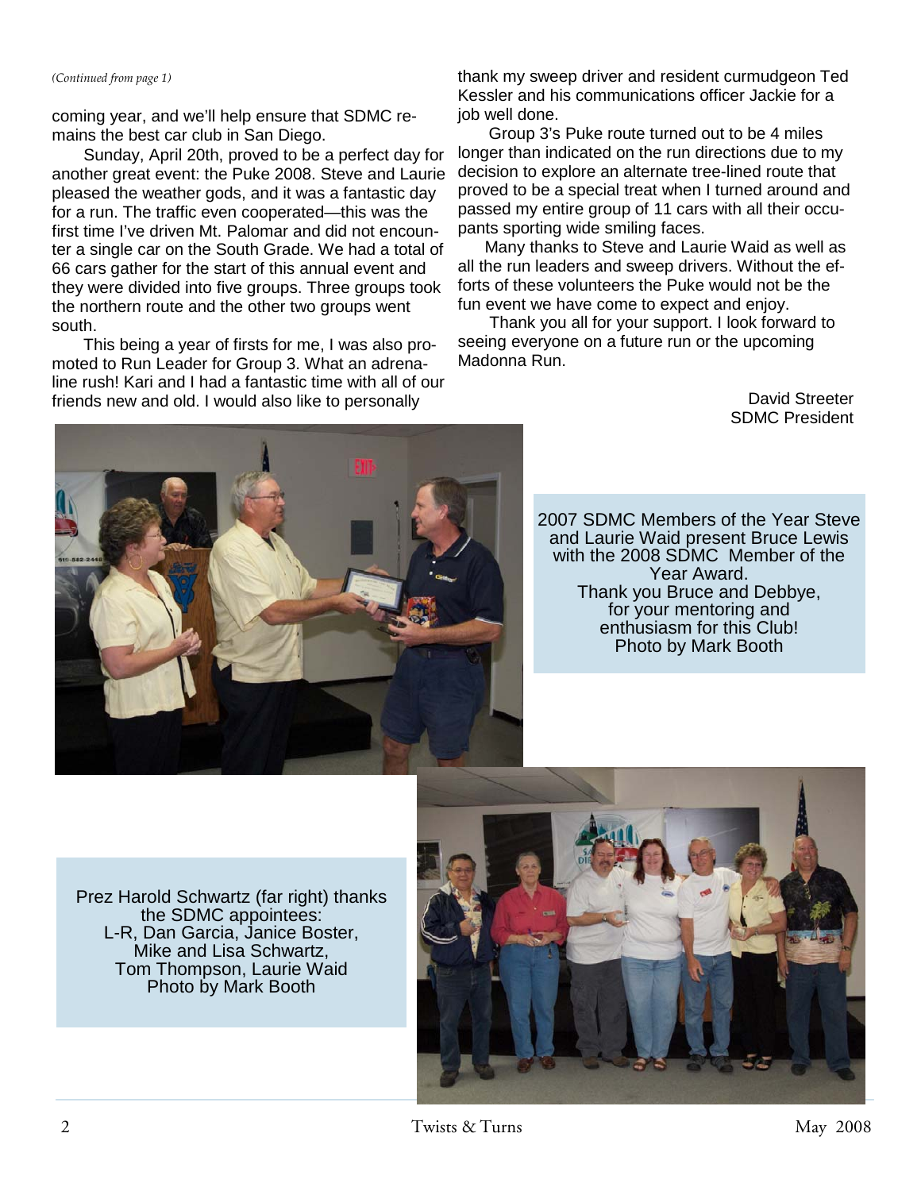*(Continued from page 1)*

coming year, and we'll help ensure that SDMC remains the best car club in San Diego.

Sunday, April 20th, proved to be a perfect day for another great event: the Puke 2008. Steve and Laurie pleased the weather gods, and it was a fantastic day for a run. The traffic even cooperated—this was the first time I've driven Mt. Palomar and did not encounter a single car on the South Grade. We had a total of 66 cars gather for the start of this annual event and they were divided into five groups. Three groups took the northern route and the other two groups went south.

This being a year of firsts for me, I was also promoted to Run Leader for Group 3. What an adrenaline rush! Kari and I had a fantastic time with all of our friends new and old. I would also like to personally thank my sweep driver and resident curmudgeon Ted Kessler and his communications officer Jackie for a job well done.

Group 3's Puke route turned out to be 4 miles longer than indicated on the run directions due to my decision to explore an alternate tree-lined route that proved to be a special treat when I turned around and passed my entire group of 11 cars with all their occupants sporting wide smiling faces.

Many thanks to Steve and Laurie Waid as well as all the run leaders and sweep drivers. Without the efforts of these volunteers the Puke would not be the fun event we have come to expect and enjoy.

Thank you all for your support. I look forward to seeing everyone on a future run or the upcoming Madonna Run.

David Streeter
SDMC President

2007 SDMC Members of the Year Steve and Laurie Waid present Bruce Lewis with the 2008 SDMC Member of the Year Award.
Thank you Bruce and Debbye, for your mentoring and enthusiasm for this Club!
Photo by Mark Booth

Prez Harold Schwartz (far right) thanks the SDMC appointees:
L-R, Dan Garcia, Janice Boster, Mike and Lisa Schwartz, Tom Thompson, Laurie Waid
Photo by Mark Booth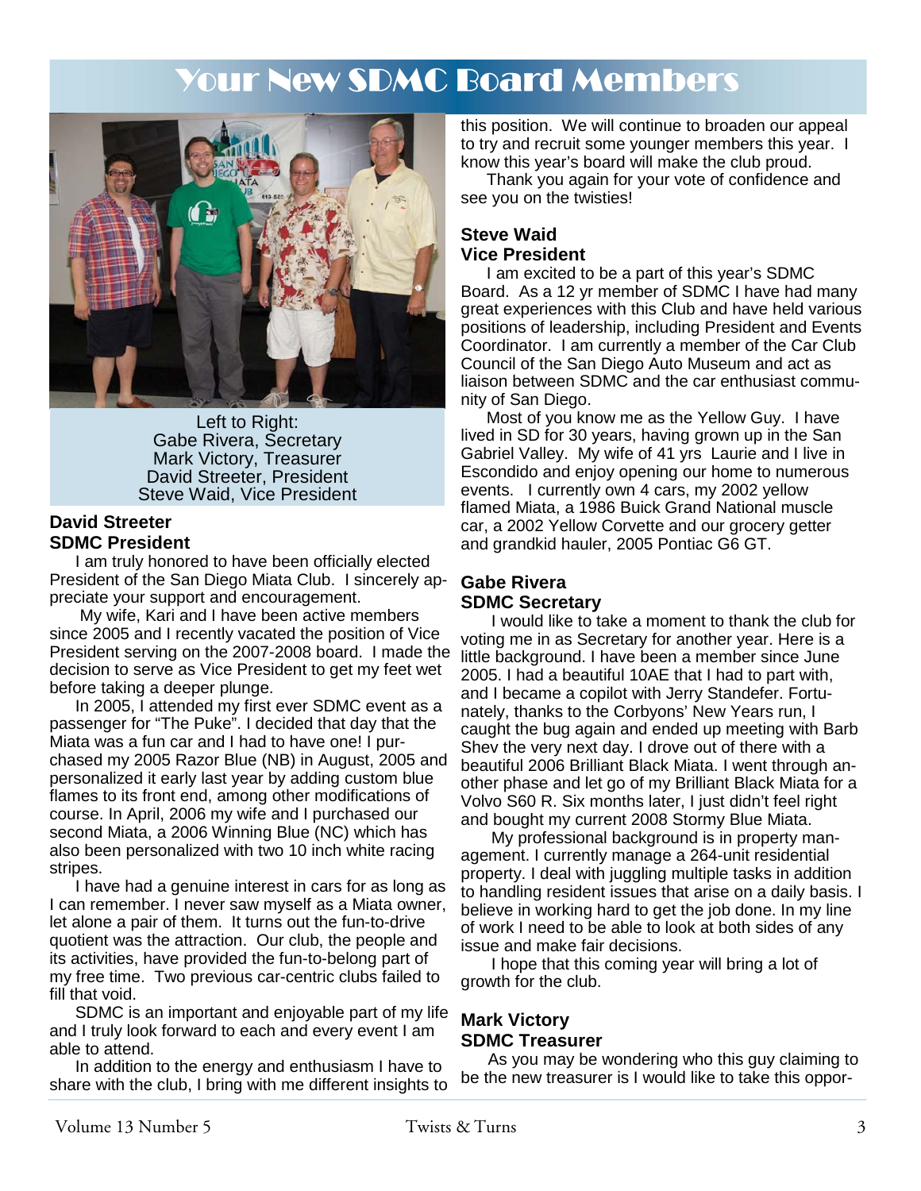# Your New SDMC Board Members

Left to Right:
Gabe Rivera, Secretary
Mark Victory, Treasurer
David Streeter, President
Steve Waid, Vice President

### David Streeter
### SDMC President

I am truly honored to have been officially elected President of the San Diego Miata Club. I sincerely appreciate your support and encouragement.

My wife, Kari and I have been active members since 2005 and I recently vacated the position of Vice President serving on the 2007-2008 board. I made the decision to serve as Vice President to get my feet wet before taking a deeper plunge.

In 2005, I attended my first ever SDMC event as a passenger for "The Puke". I decided that day that the Miata was a fun car and I had to have one! I purchased my 2005 Razor Blue (NB) in August, 2005 and personalized it early last year by adding custom blue flames to its front end, among other modifications of course. In April, 2006 my wife and I purchased our second Miata, a 2006 Winning Blue (NC) which has also been personalized with two 10 inch white racing stripes.

I have had a genuine interest in cars for as long as I can remember. I never saw myself as a Miata owner, let alone a pair of them. It turns out the fun-to-drive quotient was the attraction. Our club, the people and its activities, have provided the fun-to-belong part of my free time. Two previous car-centric clubs failed to fill that void.

SDMC is an important and enjoyable part of my life and I truly look forward to each and every event I am able to attend.

In addition to the energy and enthusiasm I have to share with the club, I bring with me different insights to this position. We will continue to broaden our appeal to try and recruit some younger members this year. I know this year's board will make the club proud.

Thank you again for your vote of confidence and see you on the twisties!

### Steve Waid
### Vice President

I am excited to be a part of this year's SDMC Board. As a 12 yr member of SDMC I have had many great experiences with this Club and have held various positions of leadership, including President and Events Coordinator. I am currently a member of the Car Club Council of the San Diego Auto Museum and act as liaison between SDMC and the car enthusiast community of San Diego.

Most of you know me as the Yellow Guy. I have lived in SD for 30 years, having grown up in the San Gabriel Valley. My wife of 41 yrs Laurie and I live in Escondido and enjoy opening our home to numerous events. I currently own 4 cars, my 2002 yellow flamed Miata, a 1986 Buick Grand National muscle car, a 2002 Yellow Corvette and our grocery getter and grandkid hauler, 2005 Pontiac G6 GT.

### Gabe Rivera
### SDMC Secretary

I would like to take a moment to thank the club for voting me in as Secretary for another year. Here is a little background. I have been a member since June 2005. I had a beautiful 10AE that I had to part with, and I became a copilot with Jerry Standefer. Fortunately, thanks to the Corbyons' New Years run, I caught the bug again and ended up meeting with Barb Shev the very next day. I drove out of there with a beautiful 2006 Brilliant Black Miata. I went through another phase and let go of my Brilliant Black Miata for a Volvo S60 R. Six months later, I just didn't feel right and bought my current 2008 Stormy Blue Miata.

My professional background is in property management. I currently manage a 264-unit residential property. I deal with juggling multiple tasks in addition to handling resident issues that arise on a daily basis. I believe in working hard to get the job done. In my line of work I need to be able to look at both sides of any issue and make fair decisions.

I hope that this coming year will bring a lot of growth for the club.

### Mark Victory
### SDMC Treasurer

As you may be wondering who this guy claiming to be the new treasurer is I would like to take this oppor-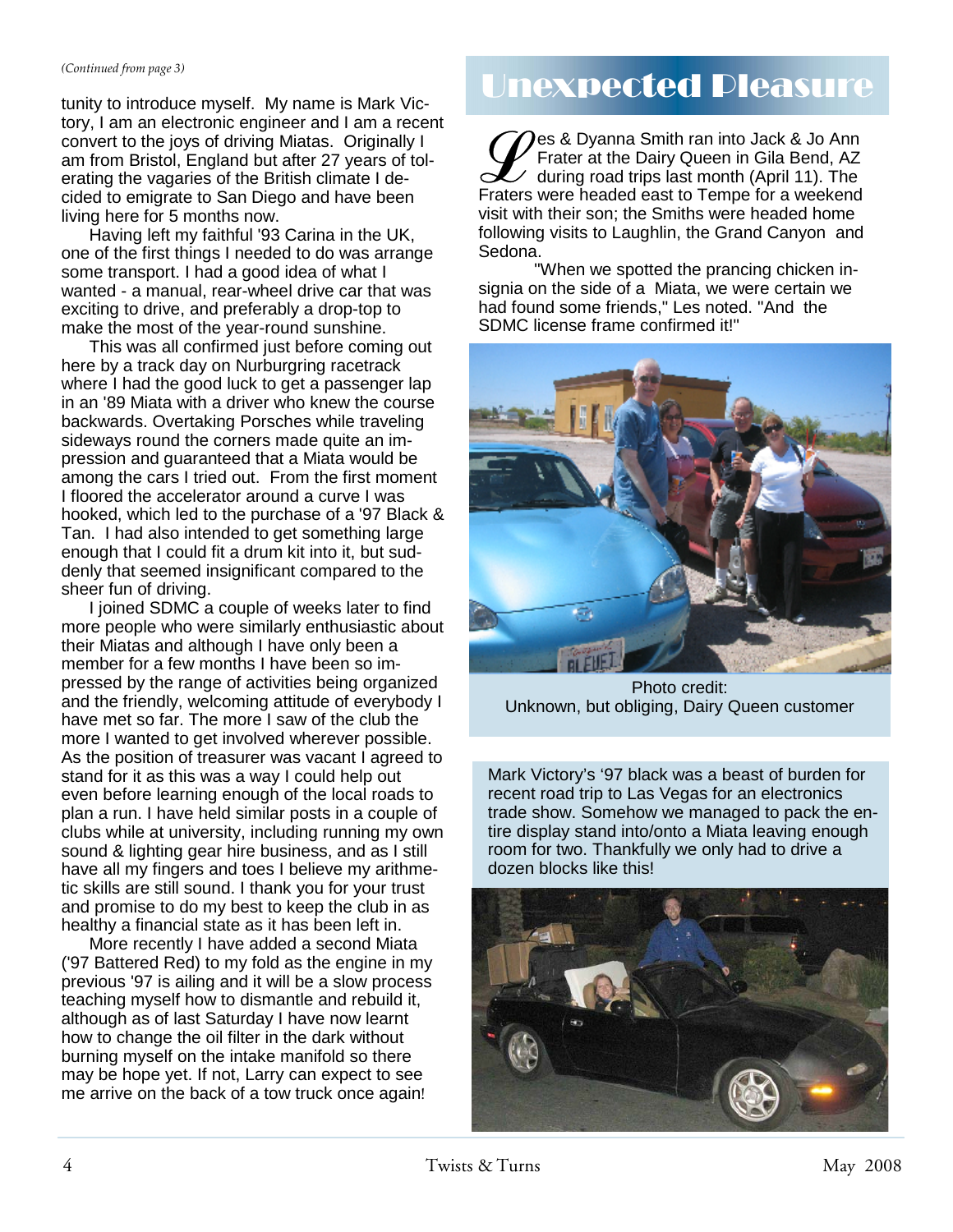*(Continued from page 3)*

tunity to introduce myself. My name is Mark Victory, I am an electronic engineer and I am a recent convert to the joys of driving Miatas. Originally I am from Bristol, England but after 27 years of tolerating the vagaries of the British climate I decided to emigrate to San Diego and have been living here for 5 months now.

Having left my faithful '93 Carina in the UK, one of the first things I needed to do was arrange some transport. I had a good idea of what I wanted - a manual, rear-wheel drive car that was exciting to drive, and preferably a drop-top to make the most of the year-round sunshine.

This was all confirmed just before coming out here by a track day on Nurburgring racetrack where I had the good luck to get a passenger lap in an '89 Miata with a driver who knew the course backwards. Overtaking Porsches while traveling sideways round the corners made quite an impression and guaranteed that a Miata would be among the cars I tried out. From the first moment I floored the accelerator around a curve I was hooked, which led to the purchase of a '97 Black & Tan. I had also intended to get something large enough that I could fit a drum kit into it, but suddenly that seemed insignificant compared to the sheer fun of driving.

I joined SDMC a couple of weeks later to find more people who were similarly enthusiastic about their Miatas and although I have only been a member for a few months I have been so impressed by the range of activities being organized and the friendly, welcoming attitude of everybody I have met so far. The more I saw of the club the more I wanted to get involved wherever possible. As the position of treasurer was vacant I agreed to stand for it as this was a way I could help out even before learning enough of the local roads to plan a run. I have held similar posts in a couple of clubs while at university, including running my own sound & lighting gear hire business, and as I still have all my fingers and toes I believe my arithmetic skills are still sound. I thank you for your trust and promise to do my best to keep the club in as healthy a financial state as it has been left in.

More recently I have added a second Miata ('97 Battered Red) to my fold as the engine in my previous '97 is ailing and it will be a slow process teaching myself how to dismantle and rebuild it, although as of last Saturday I have now learnt how to change the oil filter in the dark without burning myself on the intake manifold so there may be hope yet. If not, Larry can expect to see me arrive on the back of a tow truck once again!

# Unexpected Pleasure

Les & Dyanna Smith ran into Jack & Jo Ann Frater at the Dairy Queen in Gila Bend, AZ during road trips last month (April 11). The Fraters were headed east to Tempe for a weekend visit with their son; the Smiths were headed home following visits to Laughlin, the Grand Canyon and Sedona.

"When we spotted the prancing chicken insignia on the side of a Miata, we were certain we had found some friends," Les noted. "And the SDMC license frame confirmed it!"

Photo credit:
Unknown, but obliging, Dairy Queen customer

Mark Victory's '97 black was a beast of burden for recent road trip to Las Vegas for an electronics trade show. Somehow we managed to pack the entire display stand into/onto a Miata leaving enough room for two. Thankfully we only had to drive a dozen blocks like this!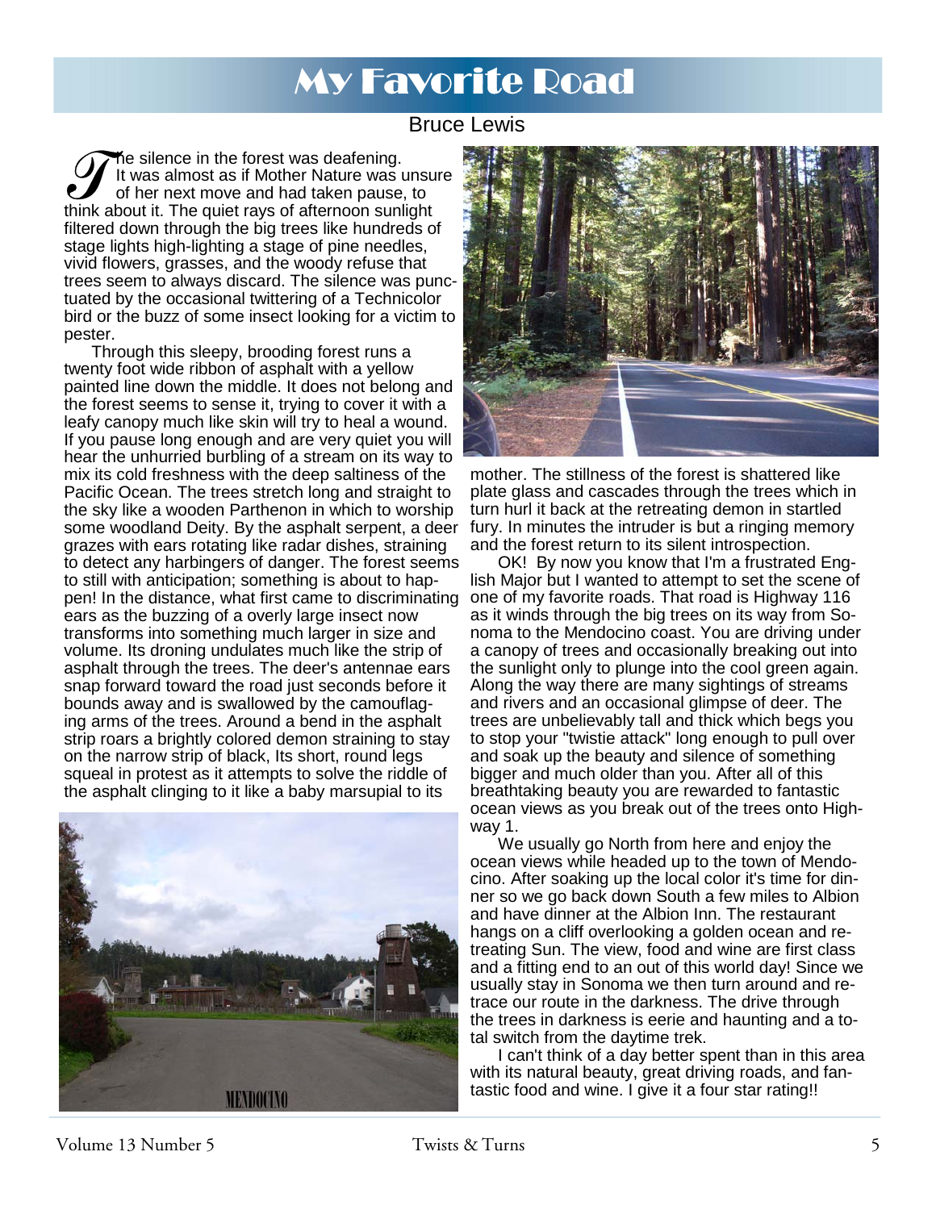# My Favorite Road

Bruce Lewis

The silence in the forest was deafening. It was almost as if Mother Nature was unsure of her next move and had taken pause, to think about it. The quiet rays of afternoon sunlight filtered down through the big trees like hundreds of stage lights high-lighting a stage of pine needles, vivid flowers, grasses, and the woody refuse that trees seem to always discard. The silence was punctuated by the occasional twittering of a Technicolor bird or the buzz of some insect looking for a victim to pester.

Through this sleepy, brooding forest runs a twenty foot wide ribbon of asphalt with a yellow painted line down the middle. It does not belong and the forest seems to sense it, trying to cover it with a leafy canopy much like skin will try to heal a wound. If you pause long enough and are very quiet you will hear the unhurried burbling of a stream on its way to mix its cold freshness with the deep saltiness of the Pacific Ocean. The trees stretch long and straight to the sky like a wooden Parthenon in which to worship some woodland Deity. By the asphalt serpent, a deer grazes with ears rotating like radar dishes, straining to detect any harbingers of danger. The forest seems to still with anticipation; something is about to happen! In the distance, what first came to discriminating ears as the buzzing of a overly large insect now transforms into something much larger in size and volume. Its droning undulates much like the strip of asphalt through the trees. The deer's antennae ears snap forward toward the road just seconds before it bounds away and is swallowed by the camouflaging arms of the trees. Around a bend in the asphalt strip roars a brightly colored demon straining to stay on the narrow strip of black, Its short, round legs squeal in protest as it attempts to solve the riddle of the asphalt clinging to it like a baby marsupial to its mother. The stillness of the forest is shattered like plate glass and cascades through the trees which in turn hurl it back at the retreating demon in startled fury. In minutes the intruder is but a ringing memory and the forest return to its silent introspection.

OK! By now you know that I'm a frustrated English Major but I wanted to attempt to set the scene of one of my favorite roads. That road is Highway 116 as it winds through the big trees on its way from Sonoma to the Mendocino coast. You are driving under a canopy of trees and occasionally breaking out into the sunlight only to plunge into the cool green again. Along the way there are many sightings of streams and rivers and an occasional glimpse of deer. The trees are unbelievably tall and thick which begs you to stop your "twistie attack" long enough to pull over and soak up the beauty and silence of something bigger and much older than you. After all of this breathtaking beauty you are rewarded to fantastic ocean views as you break out of the trees onto Highway 1.

We usually go North from here and enjoy the ocean views while headed up to the town of Mendocino. After soaking up the local color it's time for dinner so we go back down South a few miles to Albion and have dinner at the Albion Inn. The restaurant hangs on a cliff overlooking a golden ocean and retreating Sun. The view, food and wine are first class and a fitting end to an out of this world day! Since we usually stay in Sonoma we then turn around and retrace our route in the darkness. The drive through the trees in darkness is eerie and haunting and a total switch from the daytime trek.

I can't think of a day better spent than in this area with its natural beauty, great driving roads, and fantastic food and wine. I give it a four star rating!!

MENDOCINO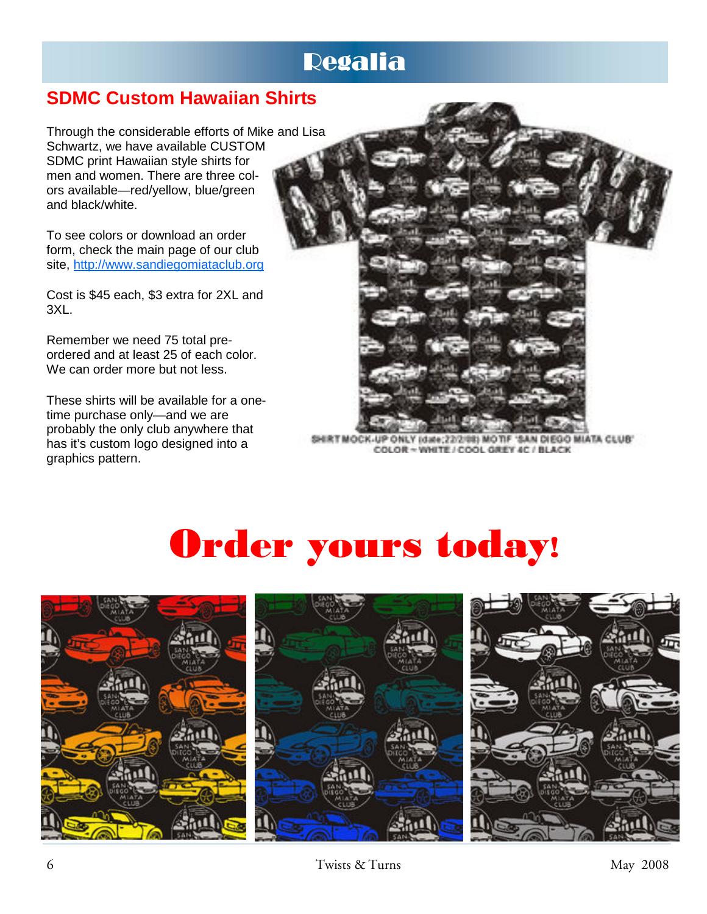# Regalia

## SDMC Custom Hawaiian Shirts

Through the considerable efforts of Mike and Lisa Schwartz, we have available CUSTOM SDMC print Hawaiian style shirts for men and women. There are three colors available—red/yellow, blue/green and black/white.

To see colors or download an order form, check the main page of our club site, http://www.sandiegomiataclub.org

Cost is $45 each, $3 extra for 2XL and 3XL.

Remember we need 75 total pre-ordered and at least 25 of each color. We can order more but not less.

These shirts will be available for a one-time purchase only—and we are probably the only club anywhere that has it's custom logo designed into a graphics pattern.

SHIRT MOCK-UP ONLY (date;22/2/08) MOTIF 'SAN DIEGO MIATA CLUB'
COLOR ~ WHITE / COOL GREY 4C / BLACK

# Order yours today!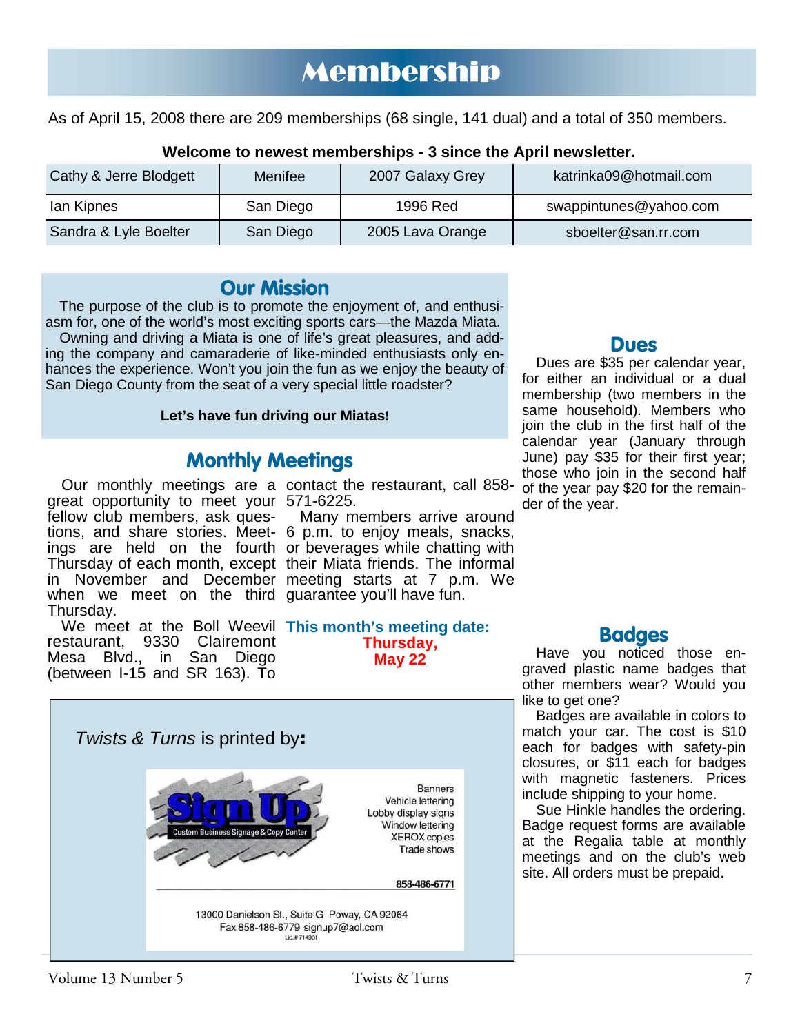# Membership

As of April 15, 2008 there are 209 memberships (68 single, 141 dual) and a total of 350 members.

**Welcome to newest memberships - 3 since the April newsletter.**

| | | | |
|---|---|---|---|
| Cathy & Jerre Blodgett | Menifee | 2007 Galaxy Grey | katrinka09@hotmail.com |
| Ian Kipnes | San Diego | 1996 Red | swappintunes@yahoo.com |
| Sandra & Lyle Boelter | San Diego | 2005 Lava Orange | sboelter@san.rr.com |

## Our Mission

The purpose of the club is to promote the enjoyment of, and enthusiasm for, one of the world's most exciting sports cars—the Mazda Miata.

Owning and driving a Miata is one of life's great pleasures, and adding the company and camaraderie of like-minded enthusiasts only enhances the experience. Won't you join the fun as we enjoy the beauty of San Diego County from the seat of a very special little roadster?

**Let's have fun driving our Miatas!**

## Monthly Meetings

Our monthly meetings are a great opportunity to meet your fellow club members, ask questions, and share stories. Meetings are held on the fourth Thursday of each month, except in November and December when we meet on the third Thursday.

We meet at the Boll Weevil restaurant, 9330 Clairemont Mesa Blvd., in San Diego (between I-15 and SR 163). To contact the restaurant, call 858-571-6225.

Many members arrive around 6 p.m. to enjoy meals, snacks, or beverages while chatting with their Miata friends. The informal meeting starts at 7 p.m. We guarantee you'll have fun.

**This month's meeting date:**
**Thursday, May 22**

*Twists & Turns* is printed by**:**

Sign Up
Custom Business Signage & Copy Center

Banners
Vehicle lettering
Lobby display signs
Window lettering
XEROX copies
Trade shows

858-486-6771

13000 Danielson St., Suite G Poway, CA 92064
Fax 858-486-6779 signup7@aol.com
Lic.#714961

## Dues

Dues are $35 per calendar year, for either an individual or a dual membership (two members in the same household). Members who join the club in the first half of the calendar year (January through June) pay $35 for their first year; those who join in the second half of the year pay $20 for the remainder of the year.

## Badges

Have you noticed those engraved plastic name badges that other members wear? Would you like to get one?

Badges are available in colors to match your car. The cost is $10 each for badges with safety-pin closures, or $11 each for badges with magnetic fasteners. Prices include shipping to your home.

Sue Hinkle handles the ordering. Badge request forms are available at the Regalia table at monthly meetings and on the club's web site. All orders must be prepaid.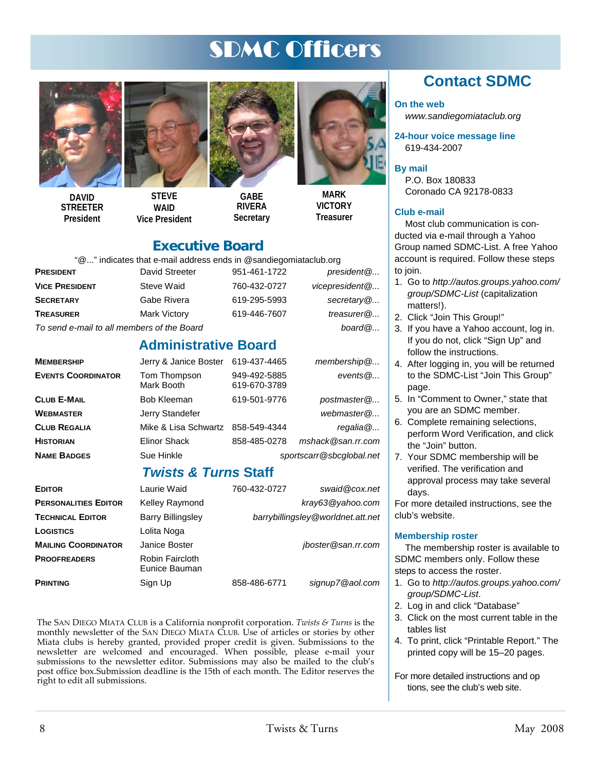# SDMC Officers

**DAVID STREETER**
President

**STEVE WAID**
Vice President

**GABE RIVERA**
Secretary

**MARK VICTORY**
Treasurer

## Executive Board

"@..." indicates that e-mail address ends in @sandiegomiataclub.org

| | | | |
|---|---|---|---|
| **President** | David Streeter | 951-461-1722 | *president@...* |
| **Vice President** | Steve Waid | 760-432-0727 | *vicepresident@...* |
| **Secretary** | Gabe Rivera | 619-295-5993 | *secretary@...* |
| **Treasurer** | Mark Victory | 619-446-7607 | *treasurer@...* |
| *To send e-mail to all members of the Board* | | | *board@...* |

## Administrative Board

| | | | |
|---|---|---|---|
| **Membership** | Jerry & Janice Boster | 619-437-4465 | *membership@...* |
| **Events Coordinator** | Tom Thompson<br>Mark Booth | 949-492-5885<br>619-670-3789 | *events@...* |
| **Club E-Mail** | Bob Kleeman | 619-501-9776 | *postmaster@...* |
| **Webmaster** | Jerry Standefer | | *webmaster@...* |
| **Club Regalia** | Mike & Lisa Schwartz | 858-549-4344 | *regalia@...* |
| **Historian** | Elinor Shack | 858-485-0278 | *mshack@san.rr.com* |
| **Name Badges** | Sue Hinkle | | *sportscarr@sbcglobal.net* |

## *Twists & Turns* Staff

| | | | |
|---|---|---|---|
| **Editor** | Laurie Waid | 760-432-0727 | *swaid@cox.net* |
| **Personalities Editor** | Kelley Raymond | | *kray63@yahoo.com* |
| **Technical Editor** | Barry Billingsley | | *barrybillingsley@worldnet.att.net* |
| **Logistics** | Lolita Noga | | |
| **Mailing Coordinator** | Janice Boster | | *jboster@san.rr.com* |
| **Proofreaders** | Robin Faircloth<br>Eunice Bauman | | |
| **Printing** | Sign Up | 858-486-6771 | *signup7@aol.com* |

The San Diego Miata Club is a California nonprofit corporation. *Twists & Turns* is the monthly newsletter of the San Diego Miata Club. Use of articles or stories by other Miata clubs is hereby granted, provided proper credit is given. Submissions to the newsletter are welcomed and encouraged. When possible, please e-mail your submissions to the newsletter editor. Submissions may also be mailed to the club's post office box.Submission deadline is the 15th of each month. The Editor reserves the right to edit all submissions.

## Contact SDMC

### On the web

*www.sandiegomiataclub.org*

### 24-hour voice message line

619-434-2007

### By mail

P.O. Box 180833
Coronado CA 92178-0833

### Club e-mail

Most club communication is conducted via e-mail through a Yahoo Group named SDMC-List. A free Yahoo account is required. Follow these steps to join.

1. Go to *http://autos.groups.yahoo.com/group/SDMC-List* (capitalization matters!).
2. Click "Join This Group!"
3. If you have a Yahoo account, log in. If you do not, click "Sign Up" and follow the instructions.
4. After logging in, you will be returned to the SDMC-List "Join This Group" page.
5. In "Comment to Owner," state that you are an SDMC member.
6. Complete remaining selections, perform Word Verification, and click the "Join" button.
7. Your SDMC membership will be verified. The verification and approval process may take several days.

For more detailed instructions, see the club's website.

### Membership roster

The membership roster is available to SDMC members only. Follow these steps to access the roster.

1. Go to *http://autos.groups.yahoo.com/group/SDMC-List*.
2. Log in and click "Database"
3. Click on the most current table in the tables list
4. To print, click "Printable Report." The printed copy will be 15–20 pages.

For more detailed instructions and options, see the club's web site.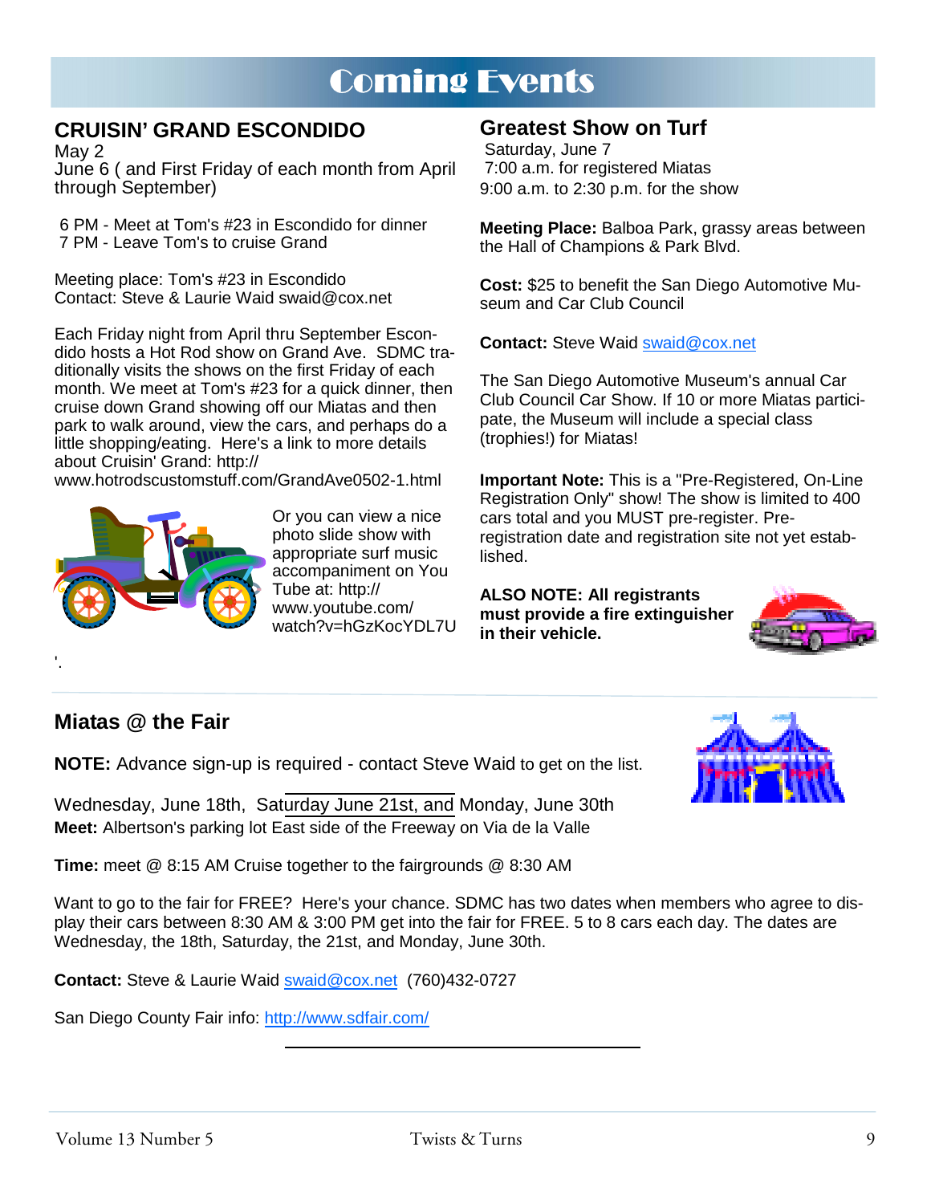# Coming Events

## CRUISIN' GRAND ESCONDIDO

May 2
June 6 ( and First Friday of each month from April through September)

6 PM - Meet at Tom's #23 in Escondido for dinner
7 PM - Leave Tom's to cruise Grand

Meeting place: Tom's #23 in Escondido
Contact: Steve & Laurie Waid swaid@cox.net

Each Friday night from April thru September Escondido hosts a Hot Rod show on Grand Ave. SDMC traditionally visits the shows on the first Friday of each month. We meet at Tom's #23 for a quick dinner, then cruise down Grand showing off our Miatas and then park to walk around, view the cars, and perhaps do a little shopping/eating. Here's a link to more details about Cruisin' Grand: http://www.hotrodscustomstuff.com/GrandAve0502-1.html

Or you can view a nice photo slide show with appropriate surf music accompaniment on You Tube at: http://www.youtube.com/watch?v=hGzKocYDL7U

'.

## Greatest Show on Turf

Saturday, June 7
7:00 a.m. for registered Miatas
9:00 a.m. to 2:30 p.m. for the show

**Meeting Place:** Balboa Park, grassy areas between the Hall of Champions & Park Blvd.

**Cost:** $25 to benefit the San Diego Automotive Museum and Car Club Council

**Contact:** Steve Waid swaid@cox.net

The San Diego Automotive Museum's annual Car Club Council Car Show. If 10 or more Miatas participate, the Museum will include a special class (trophies!) for Miatas!

**Important Note:** This is a "Pre-Registered, On-Line Registration Only" show! The show is limited to 400 cars total and you MUST pre-register. Pre-registration date and registration site not yet established.

**ALSO NOTE: All registrants must provide a fire extinguisher in their vehicle.**

## Miatas @ the Fair

**NOTE:** Advance sign-up is required - contact Steve Waid to get on the list.

Wednesday, June 18th, Saturday June 21st, and Monday, June 30th
**Meet:** Albertson's parking lot East side of the Freeway on Via de la Valle

**Time:** meet @ 8:15 AM Cruise together to the fairgrounds @ 8:30 AM

Want to go to the fair for FREE? Here's your chance. SDMC has two dates when members who agree to display their cars between 8:30 AM & 3:00 PM get into the fair for FREE. 5 to 8 cars each day. The dates are Wednesday, the 18th, Saturday, the 21st, and Monday, June 30th.

**Contact:** Steve & Laurie Waid swaid@cox.net (760)432-0727

San Diego County Fair info: http://www.sdfair.com/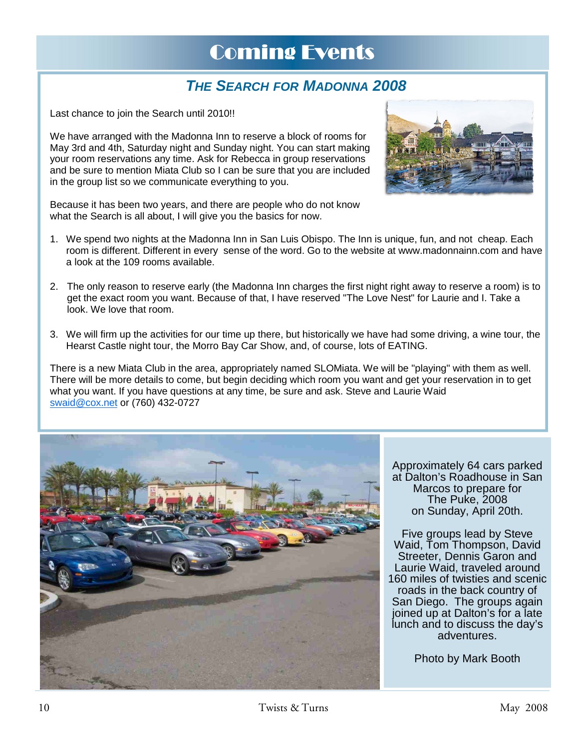# Coming Events

## *The Search for Madonna 2008*

Last chance to join the Search until 2010!!

We have arranged with the Madonna Inn to reserve a block of rooms for May 3rd and 4th, Saturday night and Sunday night. You can start making your room reservations any time. Ask for Rebecca in group reservations and be sure to mention Miata Club so I can be sure that you are included in the group list so we communicate everything to you.

Because it has been two years, and there are people who do not know what the Search is all about, I will give you the basics for now.

1. We spend two nights at the Madonna Inn in San Luis Obispo. The Inn is unique, fun, and not cheap. Each room is different. Different in every sense of the word. Go to the website at www.madonnainn.com and have a look at the 109 rooms available.

2. The only reason to reserve early (the Madonna Inn charges the first night right away to reserve a room) is to get the exact room you want. Because of that, I have reserved "The Love Nest" for Laurie and I. Take a look. We love that room.

3. We will firm up the activities for our time up there, but historically we have had some driving, a wine tour, the Hearst Castle night tour, the Morro Bay Car Show, and, of course, lots of EATING.

There is a new Miata Club in the area, appropriately named SLOMiata. We will be "playing" with them as well. There will be more details to come, but begin deciding which room you want and get your reservation in to get what you want. If you have questions at any time, be sure and ask. Steve and Laurie Waid swaid@cox.net or (760) 432-0727

Approximately 64 cars parked at Dalton's Roadhouse in San Marcos to prepare for The Puke, 2008 on Sunday, April 20th.

Five groups lead by Steve Waid, Tom Thompson, David Streeter, Dennis Garon and Laurie Waid, traveled around 160 miles of twisties and scenic roads in the back country of San Diego. The groups again joined up at Dalton's for a late lunch and to discuss the day's adventures.

Photo by Mark Booth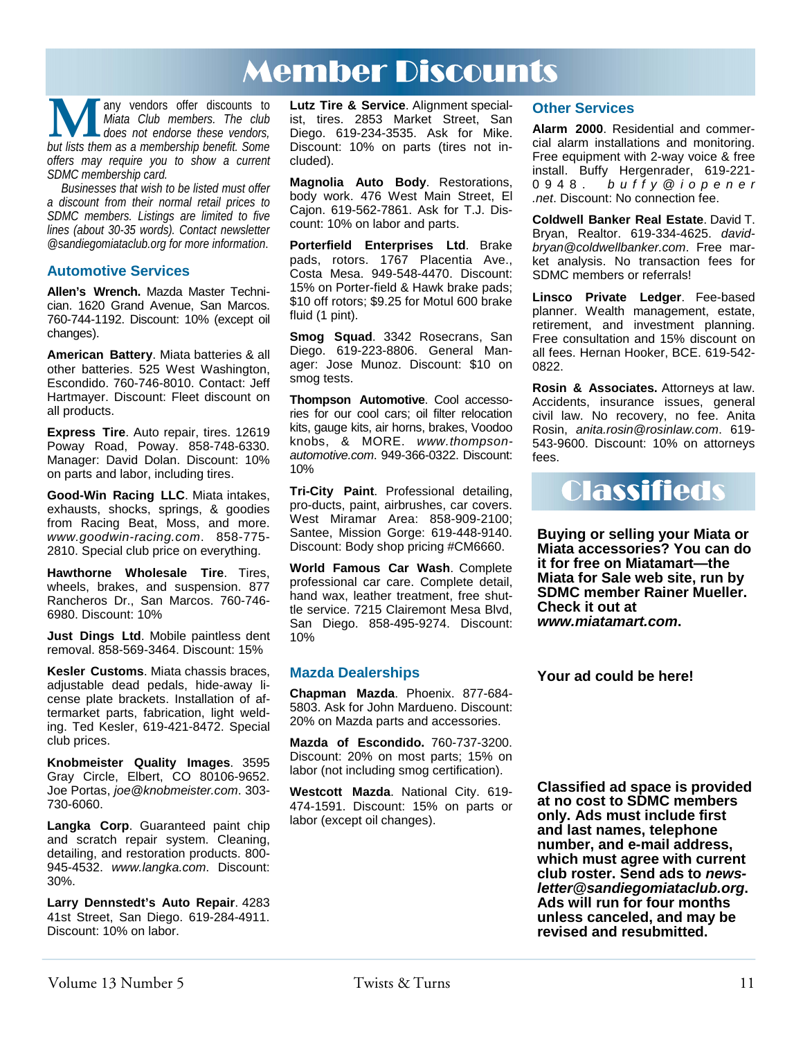# Member Discounts

*Many vendors offer discounts to Miata Club members. The club does not endorse these vendors, but lists them as a membership benefit. Some offers may require you to show a current SDMC membership card.*

*Businesses that wish to be listed must offer a discount from their normal retail prices to SDMC members. Listings are limited to five lines (about 30-35 words). Contact newsletter @sandiegomiataclub.org for more information.*

## Automotive Services

**Allen's Wrench.** Mazda Master Technician. 1620 Grand Avenue, San Marcos. 760-744-1192. Discount: 10% (except oil changes).

**American Battery**. Miata batteries & all other batteries. 525 West Washington, Escondido. 760-746-8010. Contact: Jeff Hartmayer. Discount: Fleet discount on all products.

**Express Tire**. Auto repair, tires. 12619 Poway Road, Poway. 858-748-6330. Manager: David Dolan. Discount: 10% on parts and labor, including tires.

**Good-Win Racing LLC**. Miata intakes, exhausts, shocks, springs, & goodies from Racing Beat, Moss, and more. *www.goodwin-racing.com*. 858-775-2810. Special club price on everything.

**Hawthorne Wholesale Tire**. Tires, wheels, brakes, and suspension. 877 Rancheros Dr., San Marcos. 760-746-6980. Discount: 10%

**Just Dings Ltd**. Mobile paintless dent removal. 858-569-3464. Discount: 15%

**Kesler Customs**. Miata chassis braces, adjustable dead pedals, hide-away license plate brackets. Installation of aftermarket parts, fabrication, light welding. Ted Kesler, 619-421-8472. Special club prices.

**Knobmeister Quality Images**. 3595 Gray Circle, Elbert, CO 80106-9652. Joe Portas, *joe@knobmeister.com*. 303-730-6060.

**Langka Corp**. Guaranteed paint chip and scratch repair system. Cleaning, detailing, and restoration products. 800-945-4532. *www.langka.com*. Discount: 30%.

**Larry Dennstedt's Auto Repair**. 4283 41st Street, San Diego. 619-284-4911. Discount: 10% on labor.

**Lutz Tire & Service**. Alignment specialist, tires. 2853 Market Street, San Diego. 619-234-3535. Ask for Mike. Discount: 10% on parts (tires not included).

**Magnolia Auto Body**. Restorations, body work. 476 West Main Street, El Cajon. 619-562-7861. Ask for T.J. Discount: 10% on labor and parts.

**Porterfield Enterprises Ltd**. Brake pads, rotors. 1767 Placentia Ave., Costa Mesa. 949-548-4470. Discount: 15% on Porter-field & Hawk brake pads; $10 off rotors; $9.25 for Motul 600 brake fluid (1 pint).

**Smog Squad**. 3342 Rosecrans, San Diego. 619-223-8806. General Manager: Jose Munoz. Discount: $10 on smog tests.

**Thompson Automotive**. Cool accessories for our cool cars; oil filter relocation kits, gauge kits, air horns, brakes, Voodoo knobs, & MORE. *www.thompson-automotive.com*. 949-366-0322. Discount: 10%

**Tri-City Paint**. Professional detailing, pro-ducts, paint, airbrushes, car covers. West Miramar Area: 858-909-2100; Santee, Mission Gorge: 619-448-9140. Discount: Body shop pricing #CM6660.

**World Famous Car Wash**. Complete professional car care. Complete detail, hand wax, leather treatment, free shuttle service. 7215 Clairemont Mesa Blvd, San Diego. 858-495-9274. Discount: 10%

## Mazda Dealerships

**Chapman Mazda**. Phoenix. 877-684-5803. Ask for John Mardueno. Discount: 20% on Mazda parts and accessories.

**Mazda of Escondido.** 760-737-3200. Discount: 20% on most parts; 15% on labor (not including smog certification).

**Westcott Mazda**. National City. 619-474-1591. Discount: 15% on parts or labor (except oil changes).

## Other Services

**Alarm 2000**. Residential and commercial alarm installations and monitoring. Free equipment with 2-way voice & free install. Buffy Hergenrader, 619-221-0948. *buffy@iopener.net*. Discount: No connection fee.

**Coldwell Banker Real Estate**. David T. Bryan, Realtor. 619-334-4625. *davidbryan@coldwellbanker.com*. Free market analysis. No transaction fees for SDMC members or referrals!

**Linsco Private Ledger**. Fee-based planner. Wealth management, estate, retirement, and investment planning. Free consultation and 15% discount on all fees. Hernan Hooker, BCE. 619-542-0822.

**Rosin & Associates.** Attorneys at law. Accidents, insurance issues, general civil law. No recovery, no fee. Anita Rosin, *anita.rosin@rosinlaw.com*. 619-543-9600. Discount: 10% on attorneys fees.

# Classifieds

**Buying or selling your Miata or Miata accessories? You can do it for free on Miatamart—the Miata for Sale web site, run by SDMC member Rainer Mueller. Check it out at *www.miatamart.com*.**

**Your ad could be here!**

**Classified ad space is provided at no cost to SDMC members only. Ads must include first and last names, telephone number, and e-mail address, which must agree with current club roster. Send ads to *newsletter@sandiegomiataclub.org*. Ads will run for four months unless canceled, and may be revised and resubmitted.**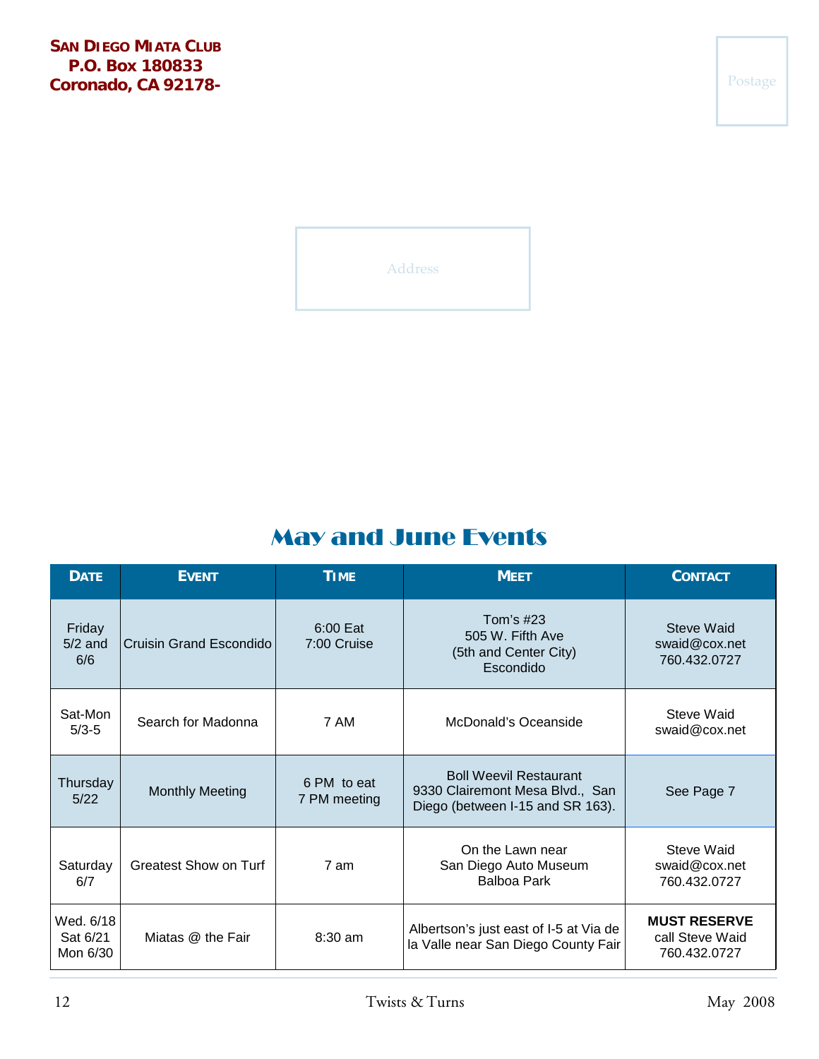**San Diego Miata Club**
**P.O. Box 180833**
**Coronado, CA 92178-**

Postage

Address

## May and June Events

| Date | Event | Time | Meet | Contact |
|---|---|---|---|---|
| Friday 5/2 and 6/6 | Cruisin Grand Escondido | 6:00 Eat 7:00 Cruise | Tom's #23 505 W. Fifth Ave (5th and Center City) Escondido | Steve Waid swaid@cox.net 760.432.0727 |
| Sat-Mon 5/3-5 | Search for Madonna | 7 AM | McDonald's Oceanside | Steve Waid swaid@cox.net |
| Thursday 5/22 | Monthly Meeting | 6 PM to eat 7 PM meeting | Boll Weevil Restaurant 9330 Clairemont Mesa Blvd., San Diego (between I-15 and SR 163). | See Page 7 |
| Saturday 6/7 | Greatest Show on Turf | 7 am | On the Lawn near San Diego Auto Museum Balboa Park | Steve Waid swaid@cox.net 760.432.0727 |
| Wed. 6/18 Sat 6/21 Mon 6/30 | Miatas @ the Fair | 8:30 am | Albertson's just east of I-5 at Via de la Valle near San Diego County Fair | **MUST RESERVE** call Steve Waid 760.432.0727 |